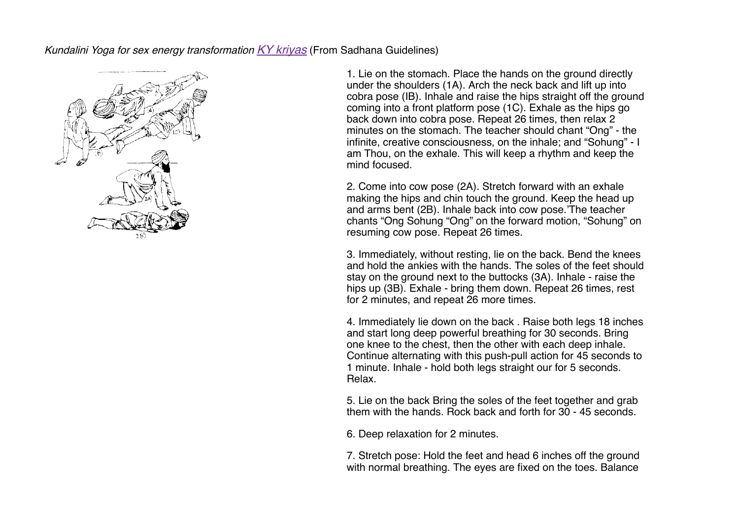*Kundalini Yoga for sex energy transformation* *KY kriyas* (From Sadhana Guidelines)

1. Lie on the stomach. Place the hands on the ground directly under the shoulders (1A). Arch the neck back and lift up into cobra pose (IB). Inhale and raise the hips straight off the ground coming into a front platform pose (1C). Exhale as the hips go back down into cobra pose. Repeat 26 times, then relax 2 minutes on the stomach. The teacher should chant "Ong" - the infinite, creative consciousness, on the inhale; and "Sohung" - I am Thou, on the exhale. This will keep a rhythm and keep the mind focused.

2. Come into cow pose (2A). Stretch forward with an exhale making the hips and chin touch the ground. Keep the head up and arms bent (2B). Inhale back into cow pose.'The teacher chants "Ong Sohung "Ong" on the forward motion, "Sohung" on resuming cow pose. Repeat 26 times.

3. Immediately, without resting, lie on the back. Bend the knees and hold the ankies with the hands. The soles of the feet should stay on the ground next to the buttocks (3A). Inhale - raise the hips up (3B). Exhale - bring them down. Repeat 26 times, rest for 2 minutes, and repeat 26 more times.

4. Immediately lie down on the back . Raise both legs 18 inches and start long deep powerful breathing for 30 seconds. Bring one knee to the chest, then the other with each deep inhale. Continue alternating with this push-pull action for 45 seconds to 1 minute. Inhale - hold both legs straight our for 5 seconds. Relax.

5. Lie on the back Bring the soles of the feet together and grab them with the hands. Rock back and forth for 30 - 45 seconds.

6. Deep relaxation for 2 minutes.

7. Stretch pose: Hold the feet and head 6 inches off the ground with normal breathing. The eyes are fixed on the toes. Balance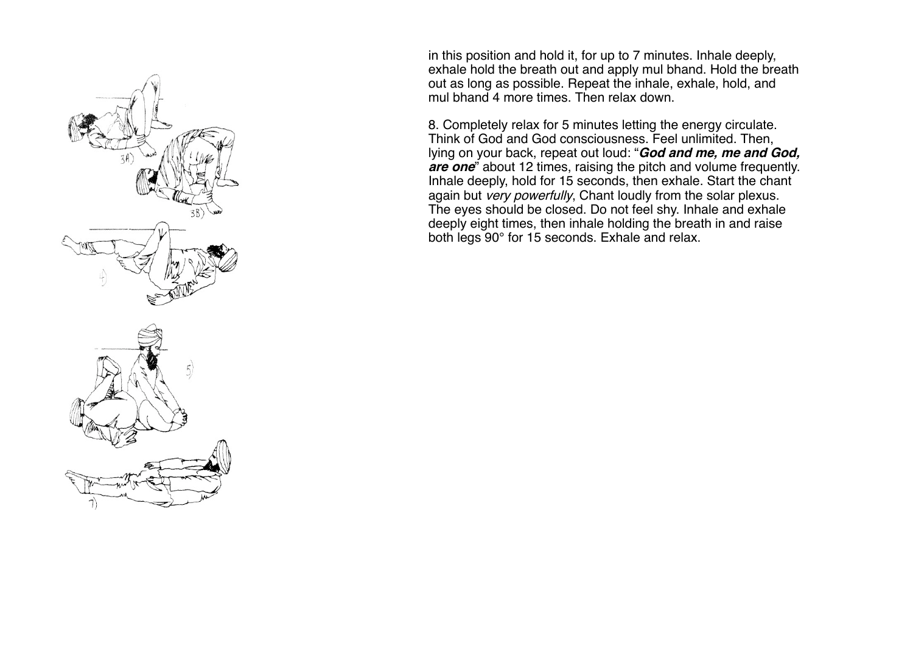in this position and hold it, for up to 7 minutes. Inhale deeply, exhale hold the breath out and apply mul bhand. Hold the breath out as long as possible. Repeat the inhale, exhale, hold, and mul bhand 4 more times. Then relax down.

8. Completely relax for 5 minutes letting the energy circulate. Think of God and God consciousness. Feel unlimited. Then, lying on your back, repeat out loud: "***God and me, me and God, are one***" about 12 times, raising the pitch and volume frequently. Inhale deeply, hold for 15 seconds, then exhale. Start the chant again but *very powerfully*, Chant loudly from the solar plexus. The eyes should be closed. Do not feel shy. Inhale and exhale deeply eight times, then inhale holding the breath in and raise both legs 90° for 15 seconds. Exhale and relax.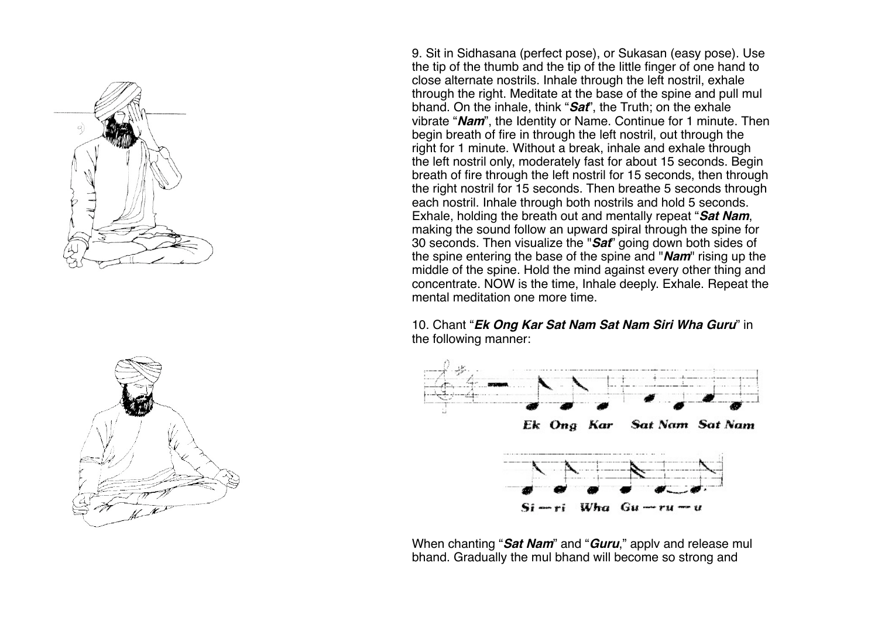9. Sit in Sidhasana (perfect pose), or Sukasan (easy pose). Use the tip of the thumb and the tip of the little finger of one hand to close alternate nostrils. Inhale through the left nostril, exhale through the right. Meditate at the base of the spine and pull mul bhand. On the inhale, think "***Sat***", the Truth; on the exhale vibrate "***Nam***", the Identity or Name. Continue for 1 minute. Then begin breath of fire in through the left nostril, out through the right for 1 minute. Without a break, inhale and exhale through the left nostril only, moderately fast for about 15 seconds. Begin breath of fire through the left nostril for 15 seconds, then through the right nostril for 15 seconds. Then breathe 5 seconds through each nostril. Inhale through both nostrils and hold 5 seconds. Exhale, holding the breath out and mentally repeat "***Sat Nam***, making the sound follow an upward spiral through the spine for 30 seconds. Then visualize the "***Sat***" going down both sides of the spine entering the base of the spine and "***Nam***" rising up the middle of the spine. Hold the mind against every other thing and concentrate. NOW is the time, Inhale deeply. Exhale. Repeat the mental meditation one more time.

10. Chant "***Ek Ong Kar Sat Nam Sat Nam Siri Wha Guru***" in the following manner:

Ek Ong Kar Sat Nam Sat Nam

Si — ri Wha Gu — ru — u

When chanting "***Sat Nam***" and "***Guru***," applv and release mul bhand. Gradually the mul bhand will become so strong and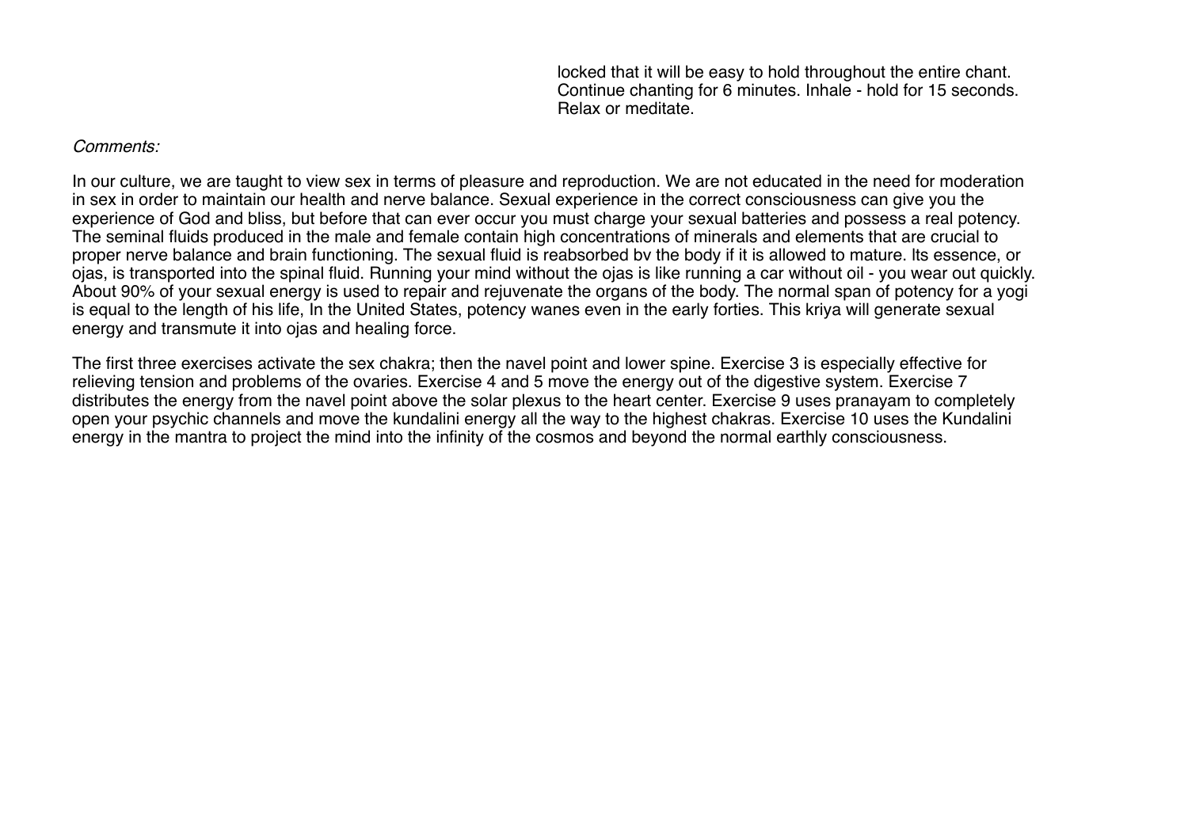locked that it will be easy to hold throughout the entire chant. Continue chanting for 6 minutes. Inhale - hold for 15 seconds. Relax or meditate.

*Comments:*

In our culture, we are taught to view sex in terms of pleasure and reproduction. We are not educated in the need for moderation in sex in order to maintain our health and nerve balance. Sexual experience in the correct consciousness can give you the experience of God and bliss, but before that can ever occur you must charge your sexual batteries and possess a real potency. The seminal fluids produced in the male and female contain high concentrations of minerals and elements that are crucial to proper nerve balance and brain functioning. The sexual fluid is reabsorbed bv the body if it is allowed to mature. Its essence, or ojas, is transported into the spinal fluid. Running your mind without the ojas is like running a car without oil - you wear out quickly. About 90% of your sexual energy is used to repair and rejuvenate the organs of the body. The normal span of potency for a yogi is equal to the length of his life, In the United States, potency wanes even in the early forties. This kriya will generate sexual energy and transmute it into ojas and healing force.

The first three exercises activate the sex chakra; then the navel point and lower spine. Exercise 3 is especially effective for relieving tension and problems of the ovaries. Exercise 4 and 5 move the energy out of the digestive system. Exercise 7 distributes the energy from the navel point above the solar plexus to the heart center. Exercise 9 uses pranayam to completely open your psychic channels and move the kundalini energy all the way to the highest chakras. Exercise 10 uses the Kundalini energy in the mantra to project the mind into the infinity of the cosmos and beyond the normal earthly consciousness.